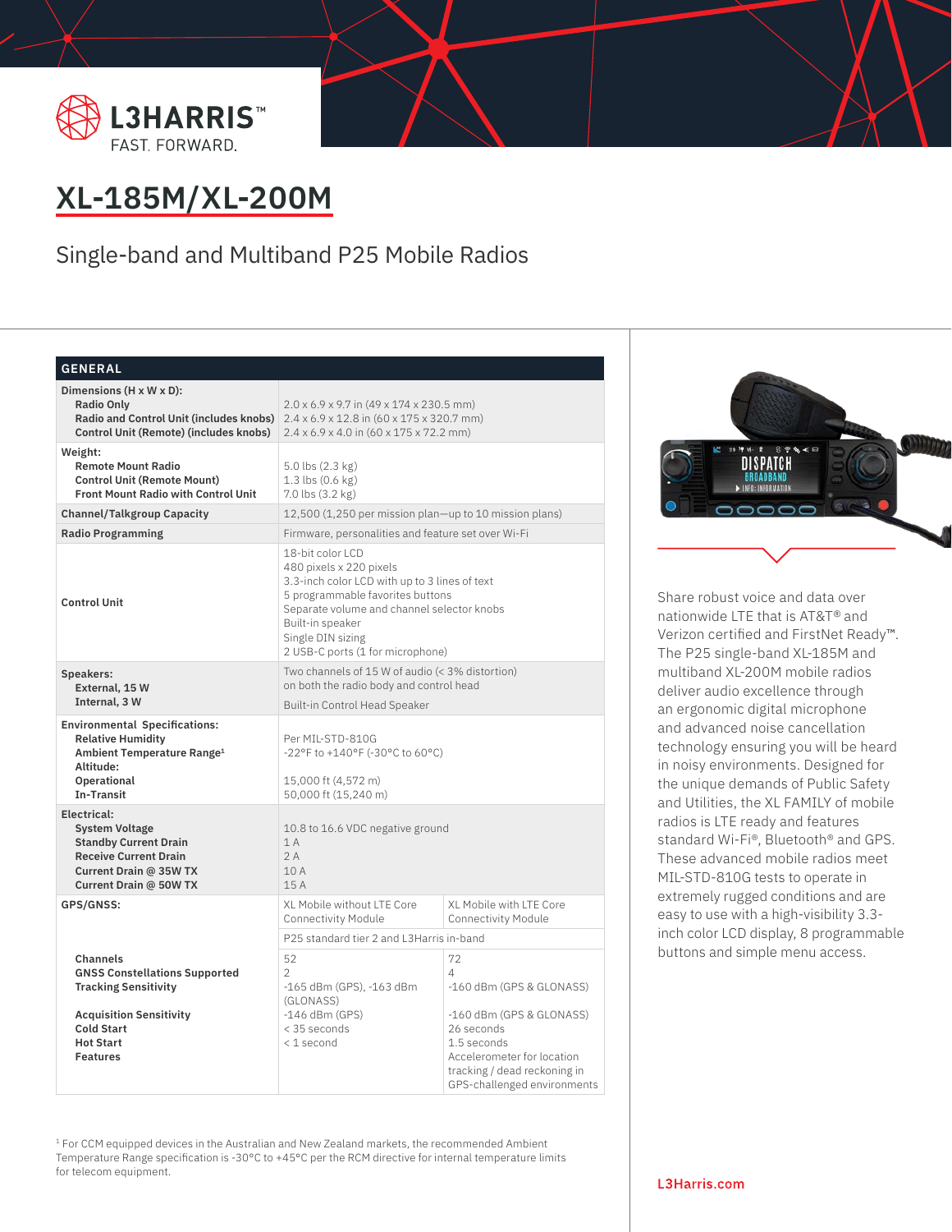L3HARRIS™
FAST. FORWARD.

# XL-185M/XL-200M

## Single-band and Multiband P25 Mobile Radios

| GENERAL | | |
|---|---|---|
| **Dimensions (H x W x D):**<br>**Radio Only**<br>**Radio and Control Unit (includes knobs)**<br>**Control Unit (Remote) (includes knobs)** | <br>2.0 x 6.9 x 9.7 in (49 x 174 x 230.5 mm)<br>2.4 x 6.9 x 12.8 in (60 x 175 x 320.7 mm)<br>2.4 x 6.9 x 4.0 in (60 x 175 x 72.2 mm) | |
| **Weight:**<br>**Remote Mount Radio**<br>**Control Unit (Remote Mount)**<br>**Front Mount Radio with Control Unit** | <br>5.0 lbs (2.3 kg)<br>1.3 lbs (0.6 kg)<br>7.0 lbs (3.2 kg) | |
| **Channel/Talkgroup Capacity** | 12,500 (1,250 per mission plan—up to 10 mission plans) | |
| **Radio Programming** | Firmware, personalities and feature set over Wi-Fi | |
| **Control Unit** | 18-bit color LCD<br>480 pixels x 220 pixels<br>3.3-inch color LCD with up to 3 lines of text<br>5 programmable favorites buttons<br>Separate volume and channel selector knobs<br>Built-in speaker<br>Single DIN sizing<br>2 USB-C ports (1 for microphone) | |
| **Speakers:**<br>**External, 15 W**<br>**Internal, 3 W** | Two channels of 15 W of audio (< 3% distortion) on both the radio body and control head<br>Built-in Control Head Speaker | |
| **Environmental Specifications:**<br>**Relative Humidity**<br>**Ambient Temperature Range**[1]<br>**Altitude:**<br>**Operational**<br>**In-Transit** | <br>Per MIL-STD-810G<br>-22°F to +140°F (-30°C to 60°C)<br><br>15,000 ft (4,572 m)<br>50,000 ft (15,240 m) | |
| **Electrical:**<br>**System Voltage**<br>**Standby Current Drain**<br>**Receive Current Drain**<br>**Current Drain @ 35W TX**<br>**Current Drain @ 50W TX** | <br>10.8 to 16.6 VDC negative ground<br>1 A<br>2 A<br>10 A<br>15 A | |
| **GPS/GNSS:** | XL Mobile without LTE Core Connectivity Module | XL Mobile with LTE Core Connectivity Module |
| | P25 standard tier 2 and L3Harris in-band | |
| **Channels**<br>**GNSS Constellations Supported**<br>**Tracking Sensitivity**<br><br>**Acquisition Sensitivity**<br>**Cold Start**<br>**Hot Start**<br>**Features** | 52<br>2<br>-165 dBm (GPS), -163 dBm (GLONASS)<br>-146 dBm (GPS)<br>< 35 seconds<br>< 1 second | 72<br>4<br>-160 dBm (GPS & GLONASS)<br><br>-160 dBm (GPS & GLONASS)<br>26 seconds<br>1.5 seconds<br>Accelerometer for location tracking / dead reckoning in GPS-challenged environments |

[1] For CCM equipped devices in the Australian and New Zealand markets, the recommended Ambient Temperature Range specification is -30°C to +45°C per the RCM directive for internal temperature limits for telecom equipment.

Share robust voice and data over nationwide LTE that is AT&T® and Verizon certified and FirstNet Ready™. The P25 single-band XL-185M and multiband XL-200M mobile radios deliver audio excellence through an ergonomic digital microphone and advanced noise cancellation technology ensuring you will be heard in noisy environments. Designed for the unique demands of Public Safety and Utilities, the XL FAMILY of mobile radios is LTE ready and features standard Wi-Fi®, Bluetooth® and GPS. These advanced mobile radios meet MIL-STD-810G tests to operate in extremely rugged conditions and are easy to use with a high-visibility 3.3-inch color LCD display, 8 programmable buttons and simple menu access.

L3Harris.com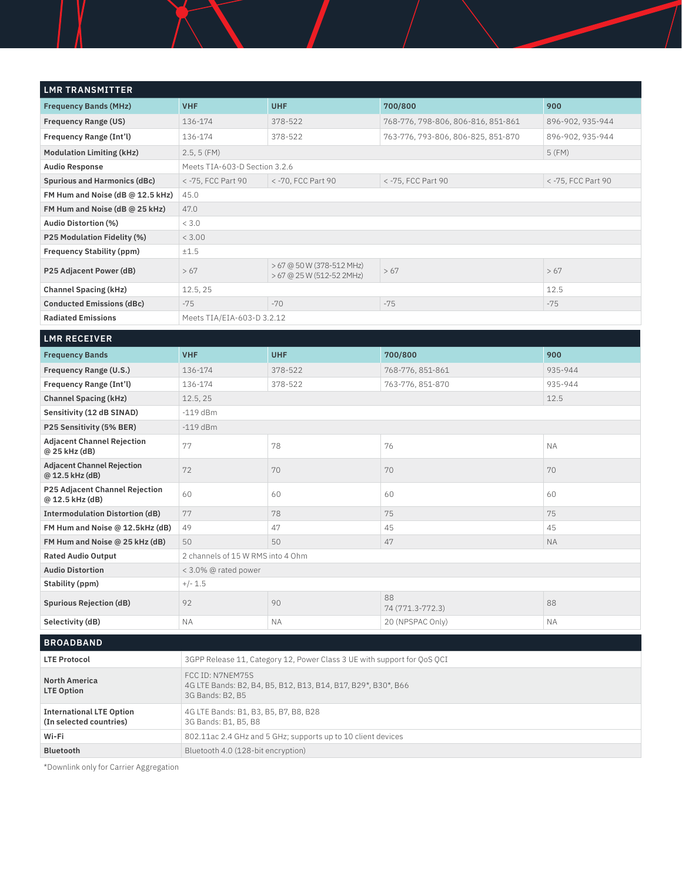## LMR TRANSMITTER

| Frequency Bands (MHz) | VHF | UHF | 700/800 | 900 |
|---|---|---|---|---|
| Frequency Range (US) | 136-174 | 378-522 | 768-776, 798-806, 806-816, 851-861 | 896-902, 935-944 |
| Frequency Range (Int'l) | 136-174 | 378-522 | 763-776, 793-806, 806-825, 851-870 | 896-902, 935-944 |
| Modulation Limiting (kHz) | 2.5, 5 (FM) | | | 5 (FM) |
| Audio Response | Meets TIA-603-D Section 3.2.6 | | | |
| Spurious and Harmonics (dBc) | < -75, FCC Part 90 | < -70, FCC Part 90 | < -75, FCC Part 90 | < -75, FCC Part 90 |
| FM Hum and Noise (dB @ 12.5 kHz) | 45.0 | | | |
| FM Hum and Noise (dB @ 25 kHz) | 47.0 | | | |
| Audio Distortion (%) | < 3.0 | | | |
| P25 Modulation Fidelity (%) | < 3.00 | | | |
| Frequency Stability (ppm) | ±1.5 | | | |
| P25 Adjacent Power (dB) | > 67 | > 67 @ 50 W (378-512 MHz)<br>> 67 @ 25 W (512-52 2MHz) | > 67 | > 67 |
| Channel Spacing (kHz) | 12.5, 25 | | | 12.5 |
| Conducted Emissions (dBc) | -75 | -70 | -75 | -75 |
| Radiated Emissions | Meets TIA/EIA-603-D 3.2.12 | | | |

## LMR RECEIVER

| Frequency Bands | VHF | UHF | 700/800 | 900 |
|---|---|---|---|---|
| Frequency Range (U.S.) | 136-174 | 378-522 | 768-776, 851-861 | 935-944 |
| Frequency Range (Int'l) | 136-174 | 378-522 | 763-776, 851-870 | 935-944 |
| Channel Spacing (kHz) | 12.5, 25 | | | 12.5 |
| Sensitivity (12 dB SINAD) | -119 dBm | | | |
| P25 Sensitivity (5% BER) | -119 dBm | | | |
| Adjacent Channel Rejection @ 25 kHz (dB) | 77 | 78 | 76 | NA |
| Adjacent Channel Rejection @ 12.5 kHz (dB) | 72 | 70 | 70 | 70 |
| P25 Adjacent Channel Rejection @ 12.5 kHz (dB) | 60 | 60 | 60 | 60 |
| Intermodulation Distortion (dB) | 77 | 78 | 75 | 75 |
| FM Hum and Noise @ 12.5kHz (dB) | 49 | 47 | 45 | 45 |
| FM Hum and Noise @ 25 kHz (dB) | 50 | 50 | 47 | NA |
| Rated Audio Output | 2 channels of 15 W RMS into 4 Ohm | | | |
| Audio Distortion | < 3.0% @ rated power | | | |
| Stability (ppm) | +/- 1.5 | | | |
| Spurious Rejection (dB) | 92 | 90 | 88<br>74 (771.3-772.3) | 88 |
| Selectivity (dB) | NA | NA | 20 (NPSPAC Only) | NA |

## BROADBAND

| | |
|---|---|
| LTE Protocol | 3GPP Release 11, Category 12, Power Class 3 UE with support for QoS QCI |
| North America LTE Option | FCC ID: N7NEM75S<br>4G LTE Bands: B2, B4, B5, B12, B13, B14, B17, B29*, B30*, B66<br>3G Bands: B2, B5 |
| International LTE Option (In selected countries) | 4G LTE Bands: B1, B3, B5, B7, B8, B28<br>3G Bands: B1, B5, B8 |
| Wi-Fi | 802.11ac 2.4 GHz and 5 GHz; supports up to 10 client devices |
| Bluetooth | Bluetooth 4.0 (128-bit encryption) |

*Downlink only for Carrier Aggregation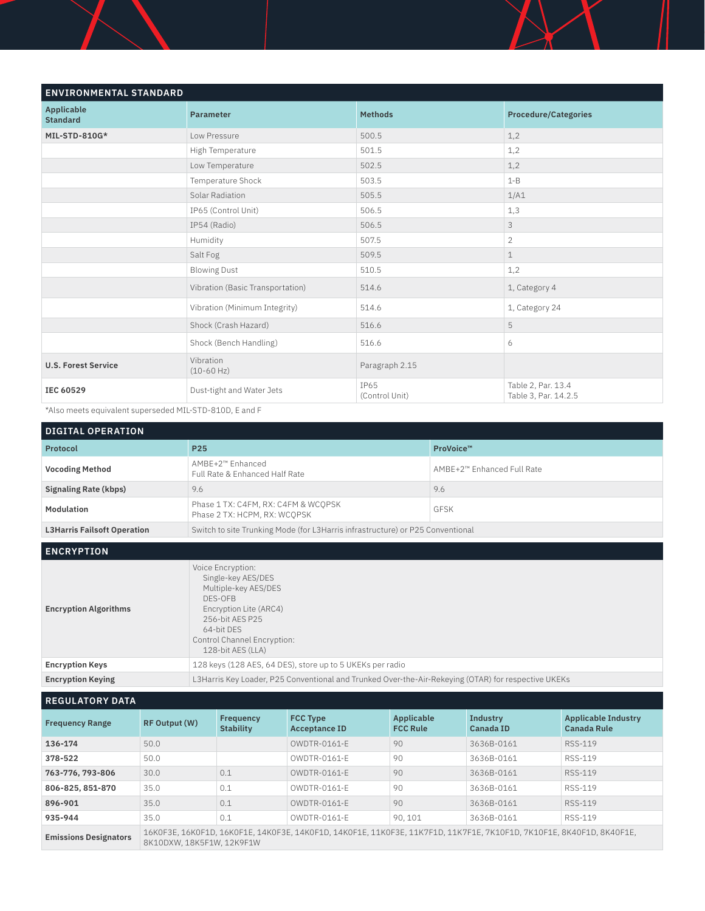## ENVIRONMENTAL STANDARD

| Applicable Standard | Parameter | Methods | Procedure/Categories |
|---|---|---|---|
| **MIL-STD-810G*** | Low Pressure | 500.5 | 1,2 |
| | High Temperature | 501.5 | 1,2 |
| | Low Temperature | 502.5 | 1,2 |
| | Temperature Shock | 503.5 | 1-B |
| | Solar Radiation | 505.5 | 1/A1 |
| | IP65 (Control Unit) | 506.5 | 1,3 |
| | IP54 (Radio) | 506.5 | 3 |
| | Humidity | 507.5 | 2 |
| | Salt Fog | 509.5 | 1 |
| | Blowing Dust | 510.5 | 1,2 |
| | Vibration (Basic Transportation) | 514.6 | 1, Category 4 |
| | Vibration (Minimum Integrity) | 514.6 | 1, Category 24 |
| | Shock (Crash Hazard) | 516.6 | 5 |
| | Shock (Bench Handling) | 516.6 | 6 |
| **U.S. Forest Service** | Vibration (10-60 Hz) | Paragraph 2.15 | |
| **IEC 60529** | Dust-tight and Water Jets | IP65 (Control Unit) | Table 2, Par. 13.4<br>Table 3, Par. 14.2.5 |

*Also meets equivalent superseded MIL-STD-810D, E and F

## DIGITAL OPERATION

| Protocol | P25 | ProVoice™ |
|---|---|---|
| **Vocoding Method** | AMBE+2™ Enhanced<br>Full Rate & Enhanced Half Rate | AMBE+2™ Enhanced Full Rate |
| **Signaling Rate (kbps)** | 9.6 | 9.6 |
| **Modulation** | Phase 1 TX: C4FM, RX: C4FM & WCQPSK<br>Phase 2 TX: HCPM, RX: WCQPSK | GFSK |
| **L3Harris Failsoft Operation** | Switch to site Trunking Mode (for L3Harris infrastructure) or P25 Conventional | |

## ENCRYPTION

| | |
|---|---|
| **Encryption Algorithms** | Voice Encryption:<br>Single-key AES/DES<br>Multiple-key AES/DES<br>DES-OFB<br>Encryption Lite (ARC4)<br>256-bit AES P25<br>64-bit DES<br>Control Channel Encryption:<br>128-bit AES (LLA) |
| **Encryption Keys** | 128 keys (128 AES, 64 DES), store up to 5 UKEKs per radio |
| **Encryption Keying** | L3Harris Key Loader, P25 Conventional and Trunked Over-the-Air-Rekeying (OTAR) for respective UKEKs |

## REGULATORY DATA

| Frequency Range | RF Output (W) | Frequency Stability | FCC Type Acceptance ID | Applicable FCC Rule | Industry Canada ID | Applicable Industry Canada Rule |
|---|---|---|---|---|---|---|
| **136-174** | 50.0 | | OWDTR-0161-E | 90 | 3636B-0161 | RSS-119 |
| **378-522** | 50.0 | | OWDTR-0161-E | 90 | 3636B-0161 | RSS-119 |
| **763-776, 793-806** | 30.0 | 0.1 | OWDTR-0161-E | 90 | 3636B-0161 | RSS-119 |
| **806-825, 851-870** | 35.0 | 0.1 | OWDTR-0161-E | 90 | 3636B-0161 | RSS-119 |
| **896-901** | 35.0 | 0.1 | OWDTR-0161-E | 90 | 3636B-0161 | RSS-119 |
| **935-944** | 35.0 | 0.1 | OWDTR-0161-E | 90, 101 | 3636B-0161 | RSS-119 |
| **Emissions Designators** | 16K0F3E, 16K0F1D, 16K0F1E, 14K0F3E, 14K0F1D, 14K0F1E, 11K0F3E, 11K7F1D, 11K7F1E, 7K10F1D, 7K10F1E, 8K40F1D, 8K40F1E, 8K10DXW, 18K5F1W, 12K9F1W | | | | | |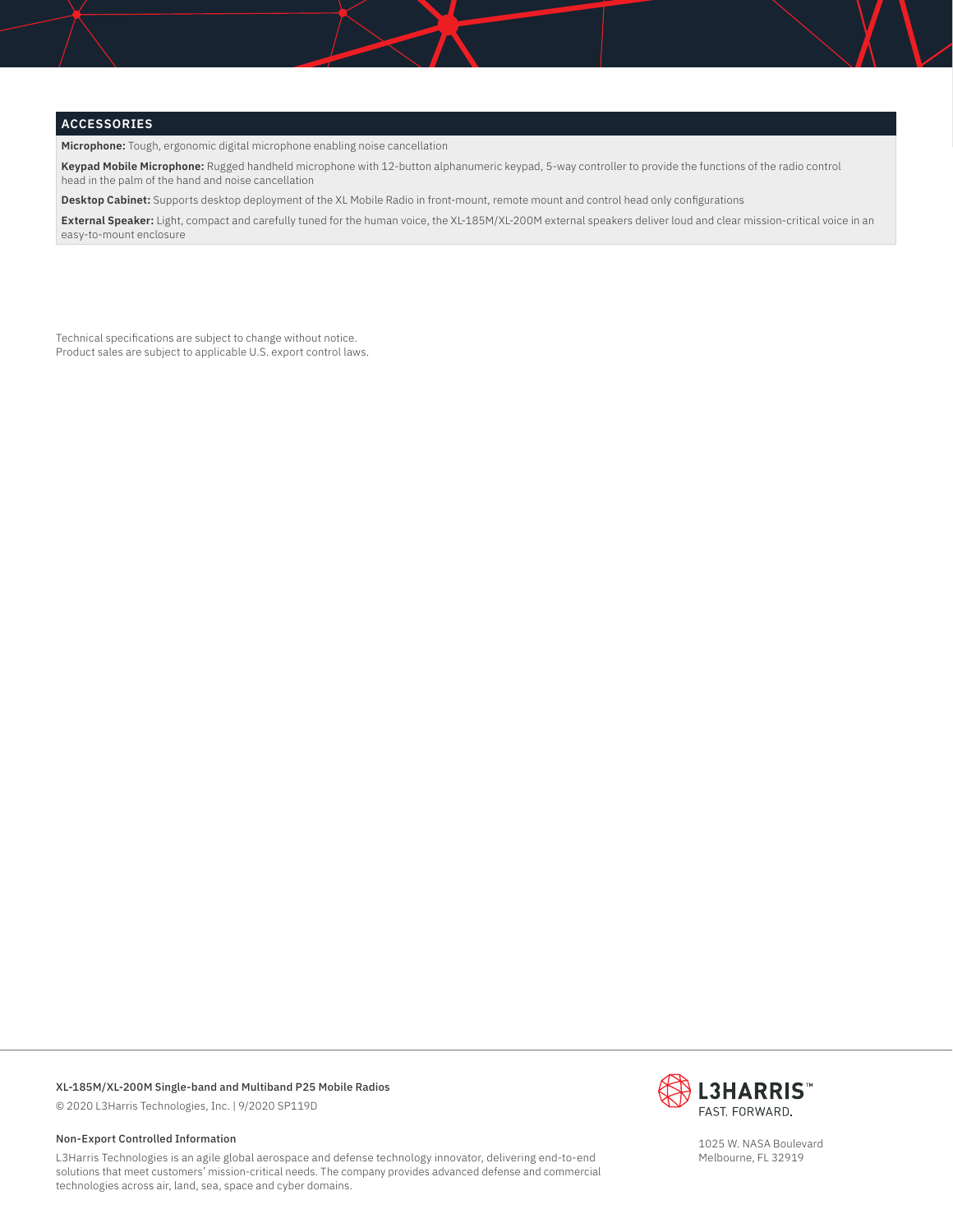## ACCESSORIES

**Microphone:** Tough, ergonomic digital microphone enabling noise cancellation

**Keypad Mobile Microphone:** Rugged handheld microphone with 12-button alphanumeric keypad, 5-way controller to provide the functions of the radio control head in the palm of the hand and noise cancellation

**Desktop Cabinet:** Supports desktop deployment of the XL Mobile Radio in front-mount, remote mount and control head only configurations

**External Speaker:** Light, compact and carefully tuned for the human voice, the XL-185M/XL-200M external speakers deliver loud and clear mission-critical voice in an easy-to-mount enclosure

Technical specifications are subject to change without notice.
Product sales are subject to applicable U.S. export control laws.

XL-185M/XL-200M Single-band and Multiband P25 Mobile Radios

© 2020 L3Harris Technologies, Inc. | 9/2020 SP119D

**Non-Export Controlled Information**

L3Harris Technologies is an agile global aerospace and defense technology innovator, delivering end-to-end solutions that meet customers' mission-critical needs. The company provides advanced defense and commercial technologies across air, land, sea, space and cyber domains.

L3HARRIS™
FAST. FORWARD.

1025 W. NASA Boulevard
Melbourne, FL 32919